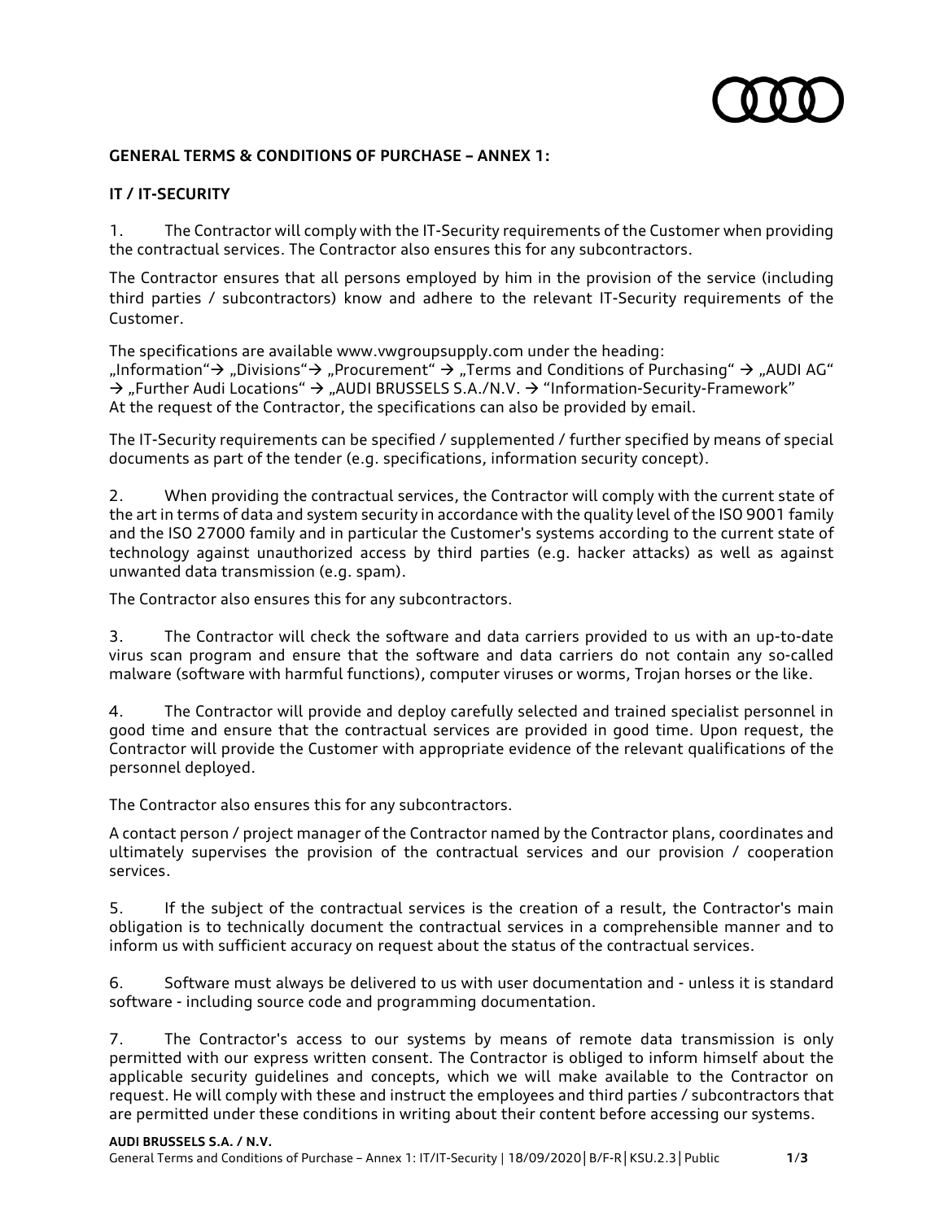**GENERAL TERMS & CONDITIONS OF PURCHASE – ANNEX 1:**

**IT / IT-SECURITY**

1. The Contractor will comply with the IT-Security requirements of the Customer when providing the contractual services. The Contractor also ensures this for any subcontractors.

The Contractor ensures that all persons employed by him in the provision of the service (including third parties / subcontractors) know and adhere to the relevant IT-Security requirements of the Customer.

The specifications are available www.vwgroupsupply.com under the heading:
„Information“→ „Divisions“→ „Procurement“ → „Terms and Conditions of Purchasing“ → „AUDI AG“ → „Further Audi Locations“ → „AUDI BRUSSELS S.A./N.V. → “Information-Security-Framework”
At the request of the Contractor, the specifications can also be provided by email.

The IT-Security requirements can be specified / supplemented / further specified by means of special documents as part of the tender (e.g. specifications, information security concept).

2. When providing the contractual services, the Contractor will comply with the current state of the art in terms of data and system security in accordance with the quality level of the ISO 9001 family and the ISO 27000 family and in particular the Customer's systems according to the current state of technology against unauthorized access by third parties (e.g. hacker attacks) as well as against unwanted data transmission (e.g. spam).

The Contractor also ensures this for any subcontractors.

3. The Contractor will check the software and data carriers provided to us with an up-to-date virus scan program and ensure that the software and data carriers do not contain any so-called malware (software with harmful functions), computer viruses or worms, Trojan horses or the like.

4. The Contractor will provide and deploy carefully selected and trained specialist personnel in good time and ensure that the contractual services are provided in good time. Upon request, the Contractor will provide the Customer with appropriate evidence of the relevant qualifications of the personnel deployed.

The Contractor also ensures this for any subcontractors.

A contact person / project manager of the Contractor named by the Contractor plans, coordinates and ultimately supervises the provision of the contractual services and our provision / cooperation services.

5. If the subject of the contractual services is the creation of a result, the Contractor's main obligation is to technically document the contractual services in a comprehensible manner and to inform us with sufficient accuracy on request about the status of the contractual services.

6. Software must always be delivered to us with user documentation and - unless it is standard software - including source code and programming documentation.

7. The Contractor's access to our systems by means of remote data transmission is only permitted with our express written consent. The Contractor is obliged to inform himself about the applicable security guidelines and concepts, which we will make available to the Contractor on request. He will comply with these and instruct the employees and third parties / subcontractors that are permitted under these conditions in writing about their content before accessing our systems.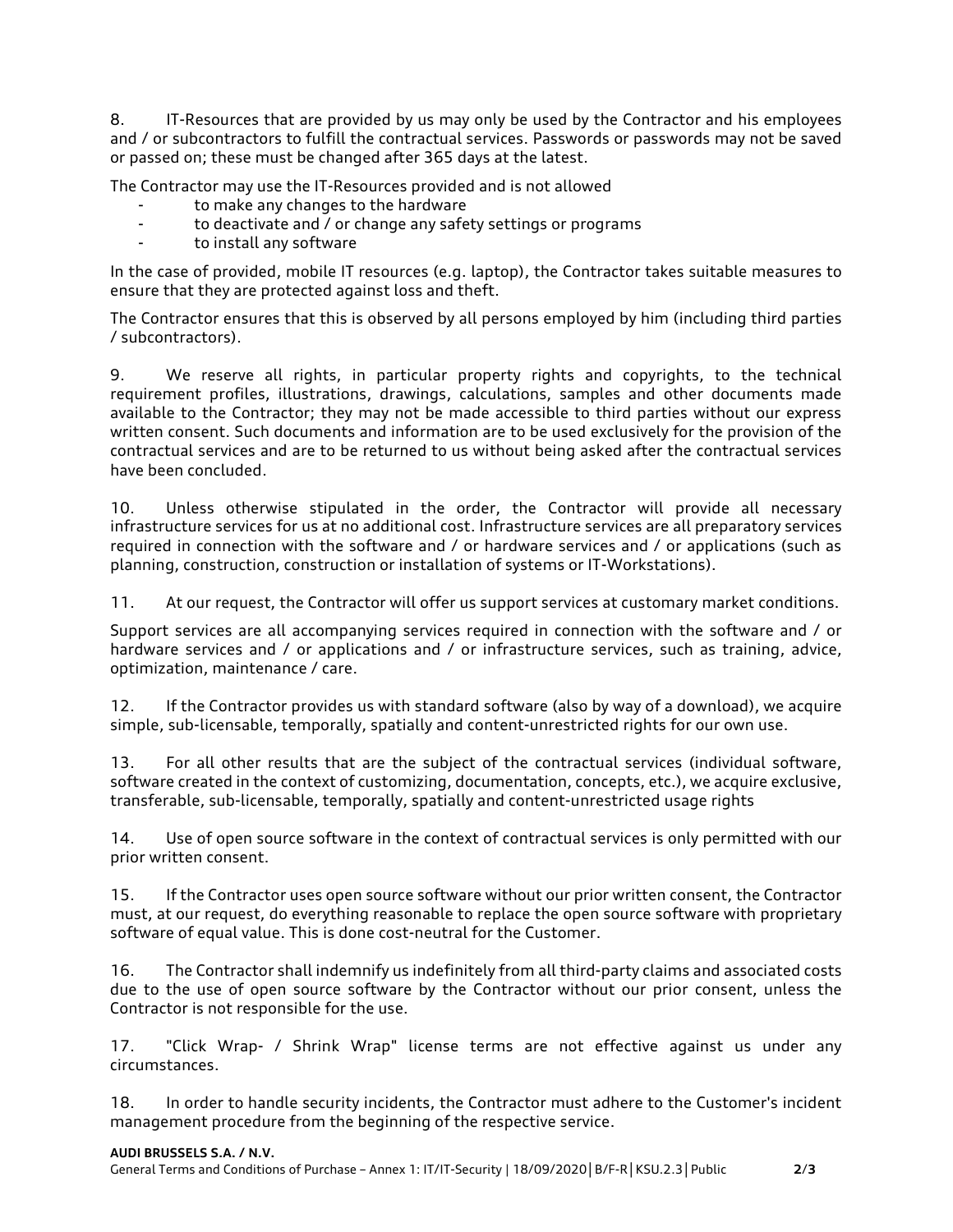8. IT-Resources that are provided by us may only be used by the Contractor and his employees and / or subcontractors to fulfill the contractual services. Passwords or passwords may not be saved or passed on; these must be changed after 365 days at the latest.

The Contractor may use the IT-Resources provided and is not allowed

- to make any changes to the hardware
- to deactivate and / or change any safety settings or programs
- to install any software

In the case of provided, mobile IT resources (e.g. laptop), the Contractor takes suitable measures to ensure that they are protected against loss and theft.

The Contractor ensures that this is observed by all persons employed by him (including third parties / subcontractors).

9. We reserve all rights, in particular property rights and copyrights, to the technical requirement profiles, illustrations, drawings, calculations, samples and other documents made available to the Contractor; they may not be made accessible to third parties without our express written consent. Such documents and information are to be used exclusively for the provision of the contractual services and are to be returned to us without being asked after the contractual services have been concluded.

10. Unless otherwise stipulated in the order, the Contractor will provide all necessary infrastructure services for us at no additional cost. Infrastructure services are all preparatory services required in connection with the software and / or hardware services and / or applications (such as planning, construction, construction or installation of systems or IT-Workstations).

11. At our request, the Contractor will offer us support services at customary market conditions.

Support services are all accompanying services required in connection with the software and / or hardware services and / or applications and / or infrastructure services, such as training, advice, optimization, maintenance / care.

12. If the Contractor provides us with standard software (also by way of a download), we acquire simple, sub-licensable, temporally, spatially and content-unrestricted rights for our own use.

13. For all other results that are the subject of the contractual services (individual software, software created in the context of customizing, documentation, concepts, etc.), we acquire exclusive, transferable, sub-licensable, temporally, spatially and content-unrestricted usage rights

14. Use of open source software in the context of contractual services is only permitted with our prior written consent.

15. If the Contractor uses open source software without our prior written consent, the Contractor must, at our request, do everything reasonable to replace the open source software with proprietary software of equal value. This is done cost-neutral for the Customer.

16. The Contractor shall indemnify us indefinitely from all third-party claims and associated costs due to the use of open source software by the Contractor without our prior consent, unless the Contractor is not responsible for the use.

17. "Click Wrap- / Shrink Wrap" license terms are not effective against us under any circumstances.

18. In order to handle security incidents, the Contractor must adhere to the Customer's incident management procedure from the beginning of the respective service.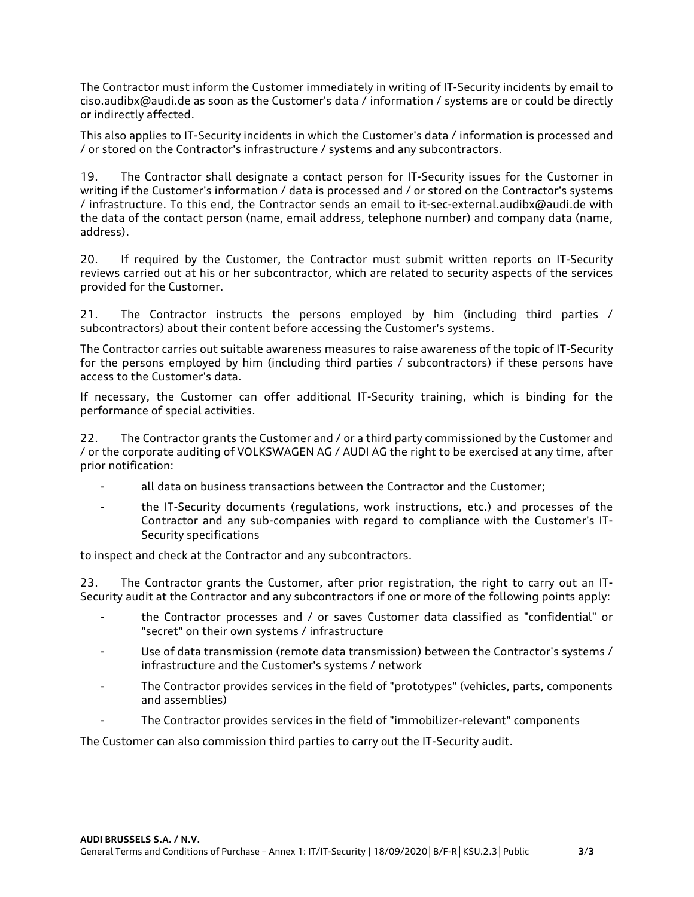The Contractor must inform the Customer immediately in writing of IT-Security incidents by email to ciso.audibx@audi.de as soon as the Customer's data / information / systems are or could be directly or indirectly affected.

This also applies to IT-Security incidents in which the Customer's data / information is processed and / or stored on the Contractor's infrastructure / systems and any subcontractors.

19. The Contractor shall designate a contact person for IT-Security issues for the Customer in writing if the Customer's information / data is processed and / or stored on the Contractor's systems / infrastructure. To this end, the Contractor sends an email to it-sec-external.audibx@audi.de with the data of the contact person (name, email address, telephone number) and company data (name, address).

20. If required by the Customer, the Contractor must submit written reports on IT-Security reviews carried out at his or her subcontractor, which are related to security aspects of the services provided for the Customer.

21. The Contractor instructs the persons employed by him (including third parties / subcontractors) about their content before accessing the Customer's systems.

The Contractor carries out suitable awareness measures to raise awareness of the topic of IT-Security for the persons employed by him (including third parties / subcontractors) if these persons have access to the Customer's data.

If necessary, the Customer can offer additional IT-Security training, which is binding for the performance of special activities.

22. The Contractor grants the Customer and / or a third party commissioned by the Customer and / or the corporate auditing of VOLKSWAGEN AG / AUDI AG the right to be exercised at any time, after prior notification:

- all data on business transactions between the Contractor and the Customer;
- the IT-Security documents (regulations, work instructions, etc.) and processes of the Contractor and any sub-companies with regard to compliance with the Customer's IT-Security specifications

to inspect and check at the Contractor and any subcontractors.

23. The Contractor grants the Customer, after prior registration, the right to carry out an IT-Security audit at the Contractor and any subcontractors if one or more of the following points apply:

- the Contractor processes and / or saves Customer data classified as "confidential" or "secret" on their own systems / infrastructure
- Use of data transmission (remote data transmission) between the Contractor's systems / infrastructure and the Customer's systems / network
- The Contractor provides services in the field of "prototypes" (vehicles, parts, components and assemblies)
- The Contractor provides services in the field of "immobilizer-relevant" components

The Customer can also commission third parties to carry out the IT-Security audit.